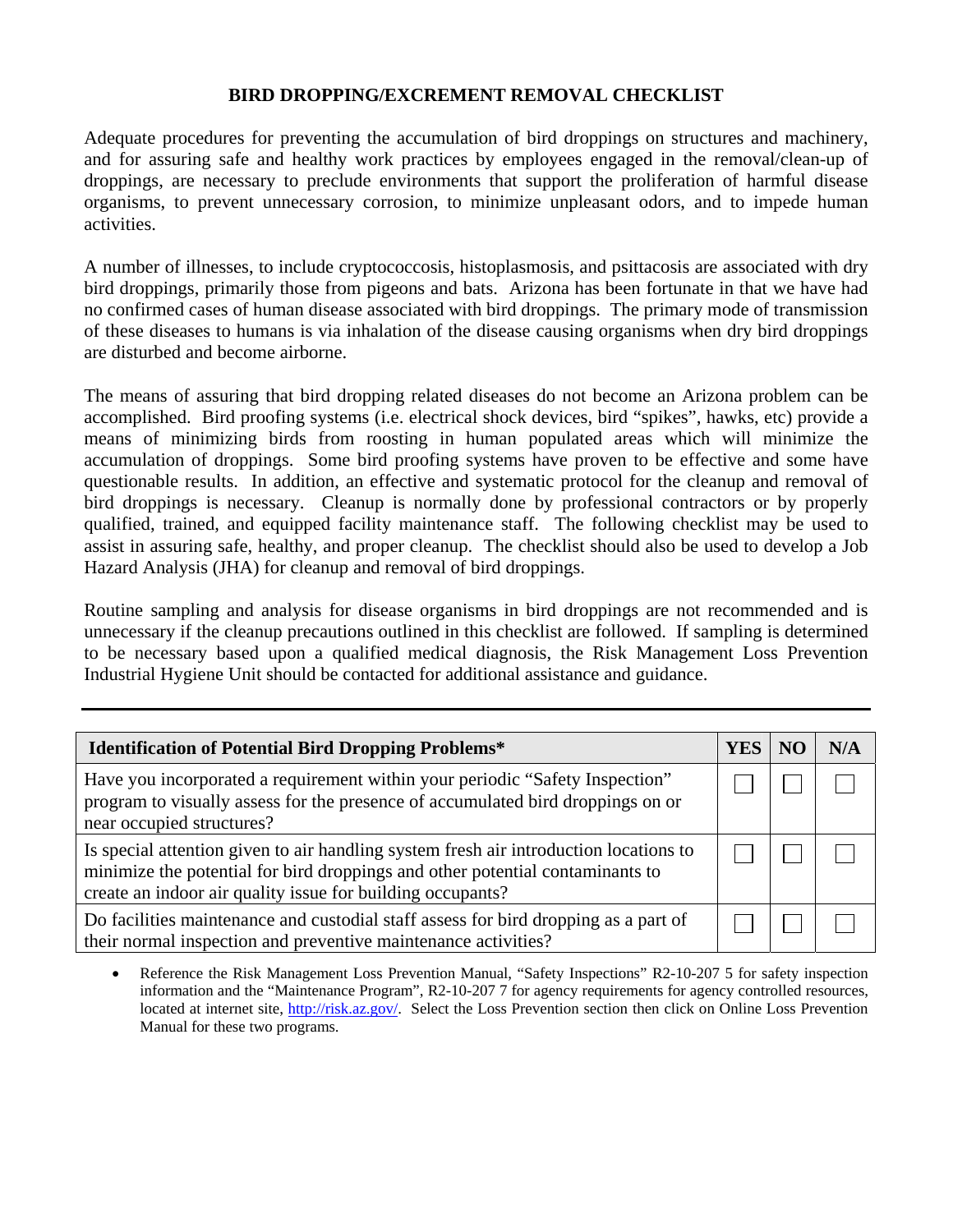# BIRD DROPPING/EXCREMENT REMOVAL CHECKLIST

Adequate procedures for preventing the accumulation of bird droppings on structures and machinery, and for assuring safe and healthy work practices by employees engaged in the removal/clean-up of droppings, are necessary to preclude environments that support the proliferation of harmful disease organisms, to prevent unnecessary corrosion, to minimize unpleasant odors, and to impede human activities.

A number of illnesses, to include cryptococcosis, histoplasmosis, and psittacosis are associated with dry bird droppings, primarily those from pigeons and bats. Arizona has been fortunate in that we have had no confirmed cases of human disease associated with bird droppings. The primary mode of transmission of these diseases to humans is via inhalation of the disease causing organisms when dry bird droppings are disturbed and become airborne.

The means of assuring that bird dropping related diseases do not become an Arizona problem can be accomplished. Bird proofing systems (i.e. electrical shock devices, bird "spikes", hawks, etc) provide a means of minimizing birds from roosting in human populated areas which will minimize the accumulation of droppings. Some bird proofing systems have proven to be effective and some have questionable results. In addition, an effective and systematic protocol for the cleanup and removal of bird droppings is necessary. Cleanup is normally done by professional contractors or by properly qualified, trained, and equipped facility maintenance staff. The following checklist may be used to assist in assuring safe, healthy, and proper cleanup. The checklist should also be used to develop a Job Hazard Analysis (JHA) for cleanup and removal of bird droppings.

Routine sampling and analysis for disease organisms in bird droppings are not recommended and is unnecessary if the cleanup precautions outlined in this checklist are followed. If sampling is determined to be necessary based upon a qualified medical diagnosis, the Risk Management Loss Prevention Industrial Hygiene Unit should be contacted for additional assistance and guidance.

---

| **Identification of Potential Bird Dropping Problems*** | **YES** | **NO** | **N/A** |
|---|---|---|---|
| Have you incorporated a requirement within your periodic "Safety Inspection" program to visually assess for the presence of accumulated bird droppings on or near occupied structures? | ☐ | ☐ | ☐ |
| Is special attention given to air handling system fresh air introduction locations to minimize the potential for bird droppings and other potential contaminants to create an indoor air quality issue for building occupants? | ☐ | ☐ | ☐ |
| Do facilities maintenance and custodial staff assess for bird dropping as a part of their normal inspection and preventive maintenance activities? | ☐ | ☐ | ☐ |

- Reference the Risk Management Loss Prevention Manual, "Safety Inspections" R2-10-207 5 for safety inspection information and the "Maintenance Program", R2-10-207 7 for agency requirements for agency controlled resources, located at internet site, http://risk.az.gov/. Select the Loss Prevention section then click on Online Loss Prevention Manual for these two programs.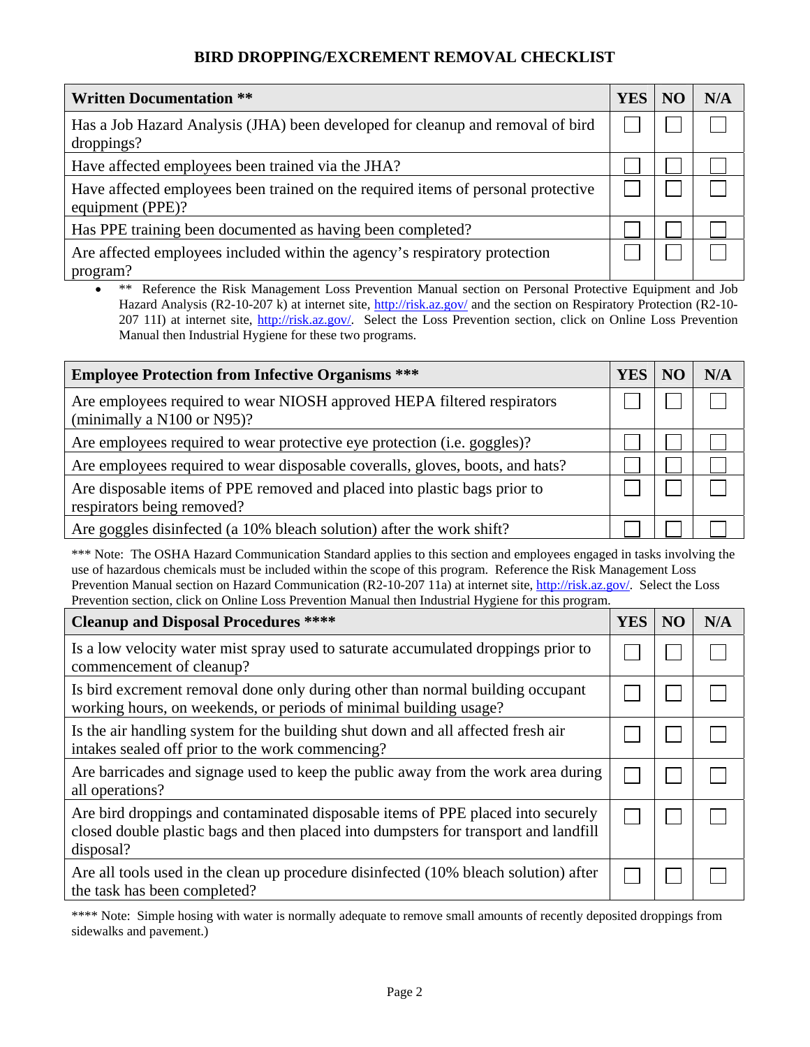# BIRD DROPPING/EXCREMENT REMOVAL CHECKLIST

| **Written Documentation **** | **YES** | **NO** | **N/A** |
|---|---|---|---|
| Has a Job Hazard Analysis (JHA) been developed for cleanup and removal of bird droppings? | ☐ | ☐ | ☐ |
| Have affected employees been trained via the JHA? | ☐ | ☐ | ☐ |
| Have affected employees been trained on the required items of personal protective equipment (PPE)? | ☐ | ☐ | ☐ |
| Has PPE training been documented as having been completed? | ☐ | ☐ | ☐ |
| Are affected employees included within the agency's respiratory protection program? | ☐ | ☐ | ☐ |

- ** Reference the Risk Management Loss Prevention Manual section on Personal Protective Equipment and Job Hazard Analysis (R2-10-207 k) at internet site, http://risk.az.gov/ and the section on Respiratory Protection (R2-10-207 11I) at internet site, http://risk.az.gov/. Select the Loss Prevention section, click on Online Loss Prevention Manual then Industrial Hygiene for these two programs.

| **Employee Protection from Infective Organisms ***** | **YES** | **NO** | **N/A** |
|---|---|---|---|
| Are employees required to wear NIOSH approved HEPA filtered respirators (minimally a N100 or N95)? | ☐ | ☐ | ☐ |
| Are employees required to wear protective eye protection (i.e. goggles)? | ☐ | ☐ | ☐ |
| Are employees required to wear disposable coveralls, gloves, boots, and hats? | ☐ | ☐ | ☐ |
| Are disposable items of PPE removed and placed into plastic bags prior to respirators being removed? | ☐ | ☐ | ☐ |
| Are goggles disinfected (a 10% bleach solution) after the work shift? | ☐ | ☐ | ☐ |

*** Note: The OSHA Hazard Communication Standard applies to this section and employees engaged in tasks involving the use of hazardous chemicals must be included within the scope of this program. Reference the Risk Management Loss Prevention Manual section on Hazard Communication (R2-10-207 11a) at internet site, http://risk.az.gov/. Select the Loss Prevention section, click on Online Loss Prevention Manual then Industrial Hygiene for this program.

| **Cleanup and Disposal Procedures ****** | **YES** | **NO** | **N/A** |
|---|---|---|---|
| Is a low velocity water mist spray used to saturate accumulated droppings prior to commencement of cleanup? | ☐ | ☐ | ☐ |
| Is bird excrement removal done only during other than normal building occupant working hours, on weekends, or periods of minimal building usage? | ☐ | ☐ | ☐ |
| Is the air handling system for the building shut down and all affected fresh air intakes sealed off prior to the work commencing? | ☐ | ☐ | ☐ |
| Are barricades and signage used to keep the public away from the work area during all operations? | ☐ | ☐ | ☐ |
| Are bird droppings and contaminated disposable items of PPE placed into securely closed double plastic bags and then placed into dumpsters for transport and landfill disposal? | ☐ | ☐ | ☐ |
| Are all tools used in the clean up procedure disinfected (10% bleach solution) after the task has been completed? | ☐ | ☐ | ☐ |

**** Note: Simple hosing with water is normally adequate to remove small amounts of recently deposited droppings from sidewalks and pavement.)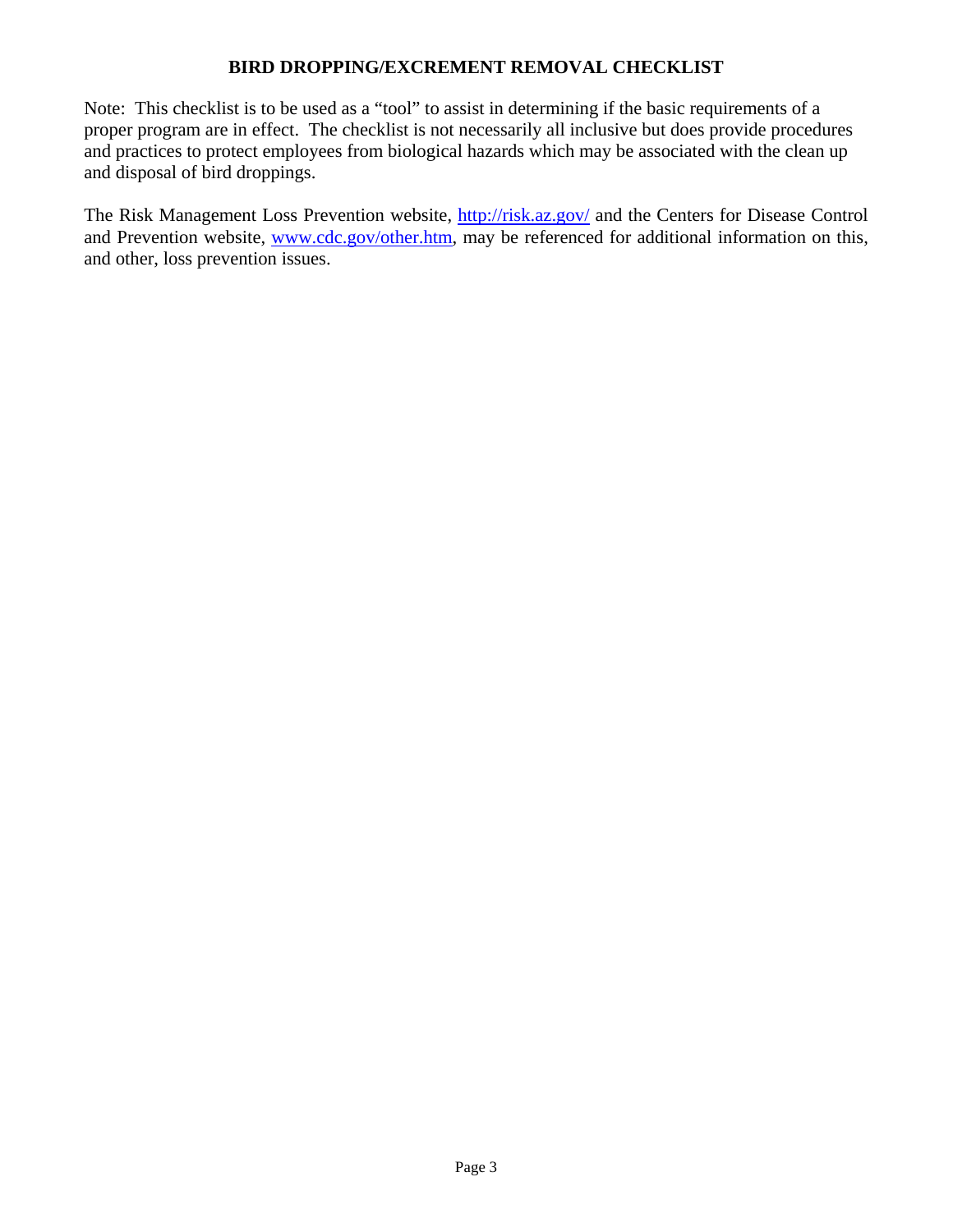# BIRD DROPPING/EXCREMENT REMOVAL CHECKLIST

Note: This checklist is to be used as a "tool" to assist in determining if the basic requirements of a proper program are in effect. The checklist is not necessarily all inclusive but does provide procedures and practices to protect employees from biological hazards which may be associated with the clean up and disposal of bird droppings.

The Risk Management Loss Prevention website, [http://risk.az.gov/](http://risk.az.gov/) and the Centers for Disease Control and Prevention website, [www.cdc.gov/other.htm](www.cdc.gov/other.htm), may be referenced for additional information on this, and other, loss prevention issues.